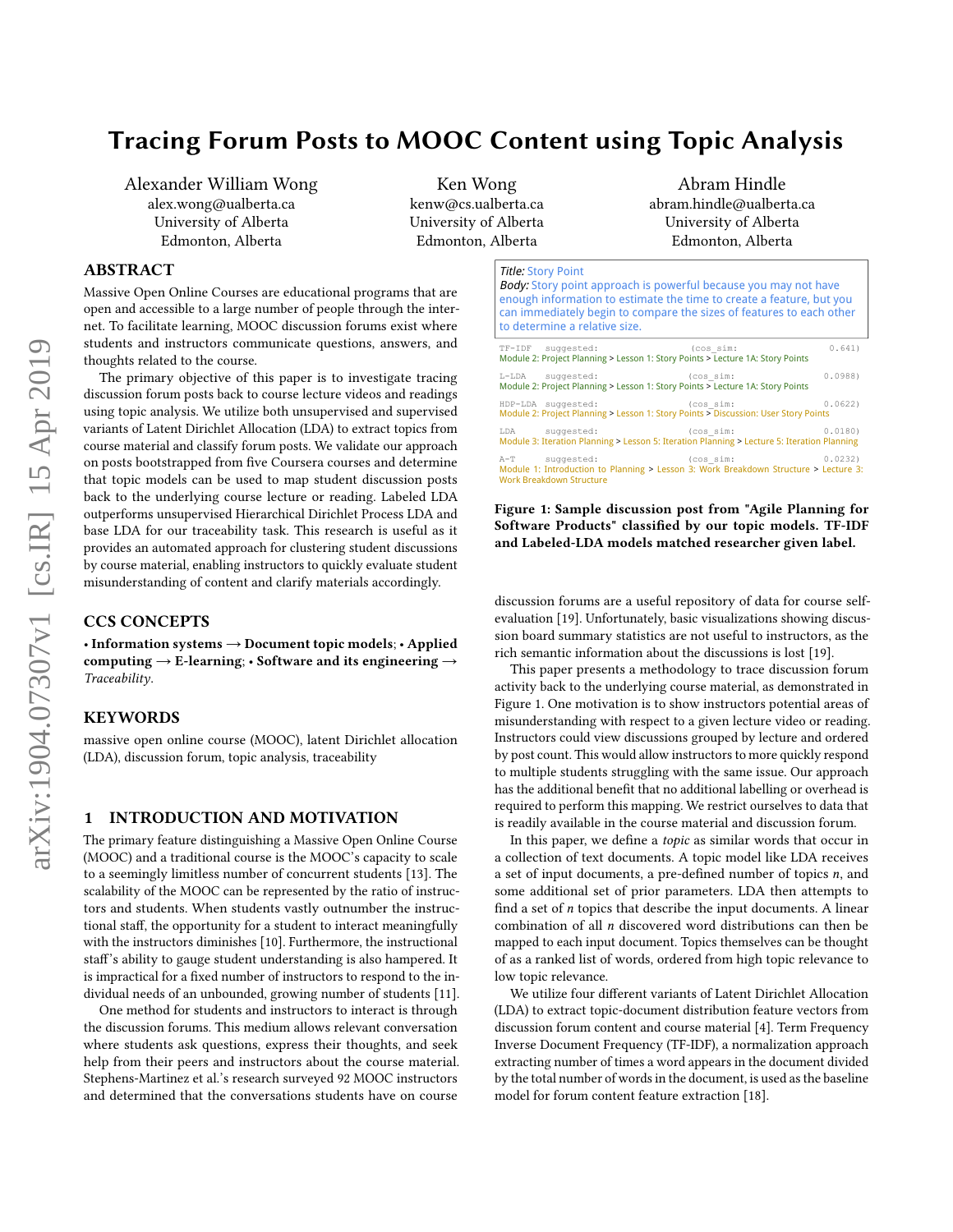# Tracing Forum Posts to MOOC Content using Topic Analysis

Alexander William Wong
alex.wong@ualberta.ca
University of Alberta
Edmonton, Alberta

Ken Wong
kenw@cs.ualberta.ca
University of Alberta
Edmonton, Alberta

Abram Hindle
abram.hindle@ualberta.ca
University of Alberta
Edmonton, Alberta

## ABSTRACT

Massive Open Online Courses are educational programs that are open and accessible to a large number of people through the internet. To facilitate learning, MOOC discussion forums exist where students and instructors communicate questions, answers, and thoughts related to the course.

The primary objective of this paper is to investigate tracing discussion forum posts back to course lecture videos and readings using topic analysis. We utilize both unsupervised and supervised variants of Latent Dirichlet Allocation (LDA) to extract topics from course material and classify forum posts. We validate our approach on posts bootstrapped from five Coursera courses and determine that topic models can be used to map student discussion posts back to the underlying course lecture or reading. Labeled LDA outperforms unsupervised Hierarchical Dirichlet Process LDA and base LDA for our traceability task. This research is useful as it provides an automated approach for clustering student discussions by course material, enabling instructors to quickly evaluate student misunderstanding of content and clarify materials accordingly.

## CCS CONCEPTS

• **Information systems** → **Document topic models**; • **Applied computing** → **E-learning**; • **Software and its engineering** → *Traceability*.

## KEYWORDS

massive open online course (MOOC), latent Dirichlet allocation (LDA), discussion forum, topic analysis, traceability

## 1 INTRODUCTION AND MOTIVATION

The primary feature distinguishing a Massive Open Online Course (MOOC) and a traditional course is the MOOC's capacity to scale to a seemingly limitless number of concurrent students [13]. The scalability of the MOOC can be represented by the ratio of instructors and students. When students vastly outnumber the instructional staff, the opportunity for a student to interact meaningfully with the instructors diminishes [10]. Furthermore, the instructional staff's ability to gauge student understanding is also hampered. It is impractical for a fixed number of instructors to respond to the individual needs of an unbounded, growing number of students [11].

One method for students and instructors to interact is through the discussion forums. This medium allows relevant conversation where students ask questions, express their thoughts, and seek help from their peers and instructors about the course material. Stephens-Martinez et al.'s research surveyed 92 MOOC instructors and determined that the conversations students have on course

*Title:* Story Point
*Body:* Story point approach is powerful because you may not have enough information to estimate the time to create a feature, but you can immediately begin to compare the sizes of features to each other to determine a relative size.

```
TF-IDF   suggested:                (cos_sim:               0.641)
Module 2: Project Planning > Lesson 1: Story Points > Lecture 1A: Story Points

L-LDA    suggested:                (cos_sim:               0.0988)
Module 2: Project Planning > Lesson 1: Story Points > Lecture 1A: Story Points

HDP-LDA  suggested:                (cos_sim:               0.0622)
Module 2: Project Planning > Lesson 1: Story Points > Discussion: User Story Points

LDA      suggested:                (cos_sim:               0.0180)
Module 3: Iteration Planning > Lesson 5: Iteration Planning > Lecture 5: Iteration Planning

A-T      suggested:                (cos_sim:               0.0232)
Module 1: Introduction to Planning > Lesson 3: Work Breakdown Structure > Lecture 3: Work Breakdown Structure
```

**Figure 1: Sample discussion post from "Agile Planning for Software Products" classified by our topic models. TF-IDF and Labeled-LDA models matched researcher given label.**

discussion forums are a useful repository of data for course self-evaluation [19]. Unfortunately, basic visualizations showing discussion board summary statistics are not useful to instructors, as the rich semantic information about the discussions is lost [19].

This paper presents a methodology to trace discussion forum activity back to the underlying course material, as demonstrated in Figure 1. One motivation is to show instructors potential areas of misunderstanding with respect to a given lecture video or reading. Instructors could view discussions grouped by lecture and ordered by post count. This would allow instructors to more quickly respond to multiple students struggling with the same issue. Our approach has the additional benefit that no additional labelling or overhead is required to perform this mapping. We restrict ourselves to data that is readily available in the course material and discussion forum.

In this paper, we define a *topic* as similar words that occur in a collection of text documents. A topic model like LDA receives a set of input documents, a pre-defined number of topics $n$, and some additional set of prior parameters. LDA then attempts to find a set of $n$ topics that describe the input documents. A linear combination of all $n$ discovered word distributions can then be mapped to each input document. Topics themselves can be thought of as a ranked list of words, ordered from high topic relevance to low topic relevance.

We utilize four different variants of Latent Dirichlet Allocation (LDA) to extract topic-document distribution feature vectors from discussion forum content and course material [4]. Term Frequency Inverse Document Frequency (TF-IDF), a normalization approach extracting number of times a word appears in the document divided by the total number of words in the document, is used as the baseline model for forum content feature extraction [18].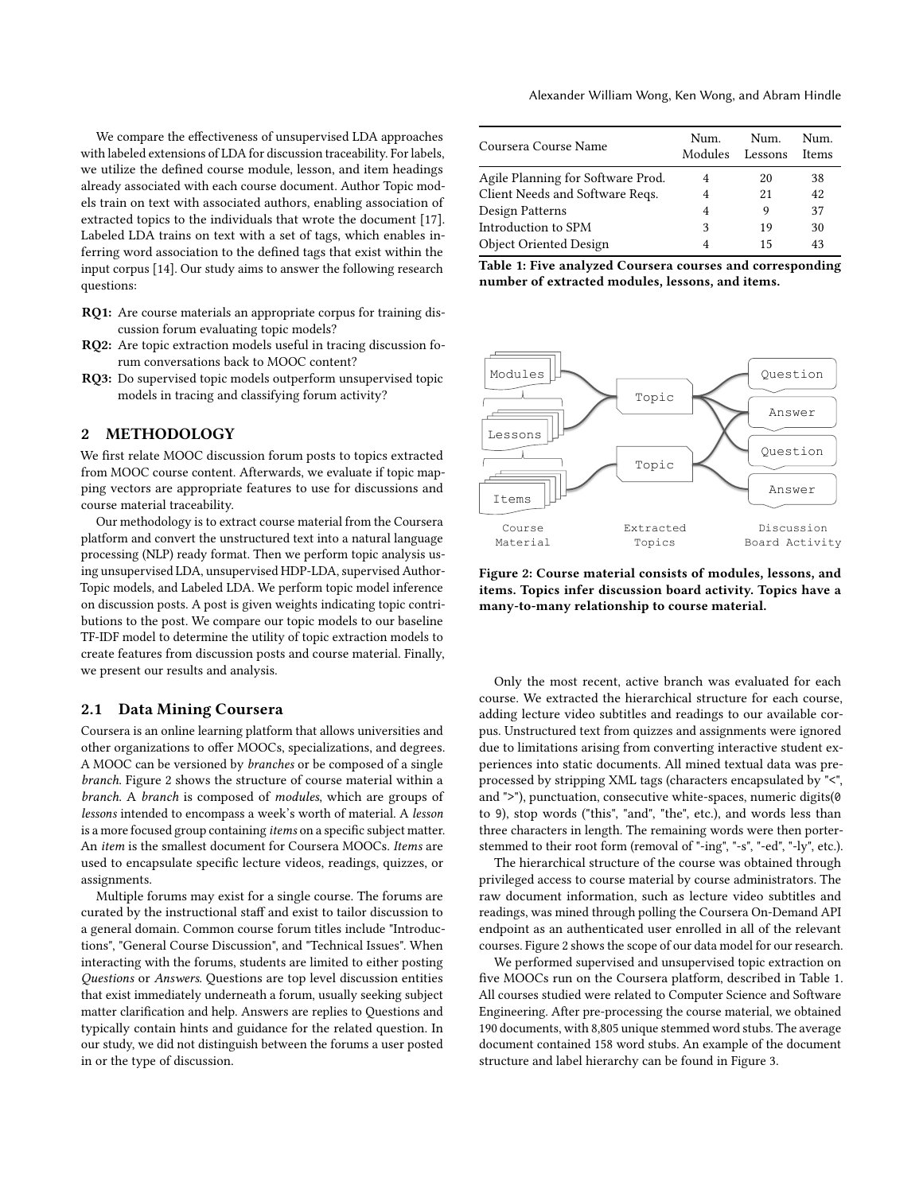We compare the effectiveness of unsupervised LDA approaches with labeled extensions of LDA for discussion traceability. For labels, we utilize the defined course module, lesson, and item headings already associated with each course document. Author Topic models train on text with associated authors, enabling association of extracted topics to the individuals that wrote the document [17]. Labeled LDA trains on text with a set of tags, which enables inferring word association to the defined tags that exist within the input corpus [14]. Our study aims to answer the following research questions:

- **RQ1:** Are course materials an appropriate corpus for training discussion forum evaluating topic models?
- **RQ2:** Are topic extraction models useful in tracing discussion forum conversations back to MOOC content?
- **RQ3:** Do supervised topic models outperform unsupervised topic models in tracing and classifying forum activity?

## 2 METHODOLOGY

We first relate MOOC discussion forum posts to topics extracted from MOOC course content. Afterwards, we evaluate if topic mapping vectors are appropriate features to use for discussions and course material traceability.

Our methodology is to extract course material from the Coursera platform and convert the unstructured text into a natural language processing (NLP) ready format. Then we perform topic analysis using unsupervised LDA, unsupervised HDP-LDA, supervised Author-Topic models, and Labeled LDA. We perform topic model inference on discussion posts. A post is given weights indicating topic contributions to the post. We compare our topic models to our baseline TF-IDF model to determine the utility of topic extraction models to create features from discussion posts and course material. Finally, we present our results and analysis.

### 2.1 Data Mining Coursera

Coursera is an online learning platform that allows universities and other organizations to offer MOOCs, specializations, and degrees. A MOOC can be versioned by *branches* or be composed of a single *branch*. Figure 2 shows the structure of course material within a *branch*. A *branch* is composed of *modules*, which are groups of *lessons* intended to encompass a week's worth of material. A *lesson* is a more focused group containing *items* on a specific subject matter. An *item* is the smallest document for Coursera MOOCs. *Items* are used to encapsulate specific lecture videos, readings, quizzes, or assignments.

Multiple forums may exist for a single course. The forums are curated by the instructional staff and exist to tailor discussion to a general domain. Common course forum titles include "Introductions", "General Course Discussion", and "Technical Issues". When interacting with the forums, students are limited to either posting *Questions* or *Answers*. Questions are top level discussion entities that exist immediately underneath a forum, usually seeking subject matter clarification and help. Answers are replies to Questions and typically contain hints and guidance for the related question. In our study, we did not distinguish between the forums a user posted in or the type of discussion.

| Coursera Course Name | Num. Modules | Num. Lessons | Num. Items |
|---|---|---|---|
| Agile Planning for Software Prod. | 4 | 20 | 38 |
| Client Needs and Software Reqs. | 4 | 21 | 42 |
| Design Patterns | 4 | 9 | 37 |
| Introduction to SPM | 3 | 19 | 30 |
| Object Oriented Design | 4 | 15 | 43 |

**Table 1: Five analyzed Coursera courses and corresponding number of extracted modules, lessons, and items.**

**Figure 2: Course material consists of modules, lessons, and items. Topics infer discussion board activity. Topics have a many-to-many relationship to course material.**

Only the most recent, active branch was evaluated for each course. We extracted the hierarchical structure for each course, adding lecture video subtitles and readings to our available corpus. Unstructured text from quizzes and assignments were ignored due to limitations arising from converting interactive student experiences into static documents. All mined textual data was preprocessed by stripping XML tags (characters encapsulated by "<", and ">"), punctuation, consecutive white-spaces, numeric digits(0 to 9), stop words ("this", "and", "the", etc.), and words less than three characters in length. The remaining words were then porter-stemmed to their root form (removal of "-ing", "-s", "-ed", "-ly", etc.).

The hierarchical structure of the course was obtained through privileged access to course material by course administrators. The raw document information, such as lecture video subtitles and readings, was mined through polling the Coursera On-Demand API endpoint as an authenticated user enrolled in all of the relevant courses. Figure 2 shows the scope of our data model for our research.

We performed supervised and unsupervised topic extraction on five MOOCs run on the Coursera platform, described in Table 1. All courses studied were related to Computer Science and Software Engineering. After pre-processing the course material, we obtained 190 documents, with 8,805 unique stemmed word stubs. The average document contained 158 word stubs. An example of the document structure and label hierarchy can be found in Figure 3.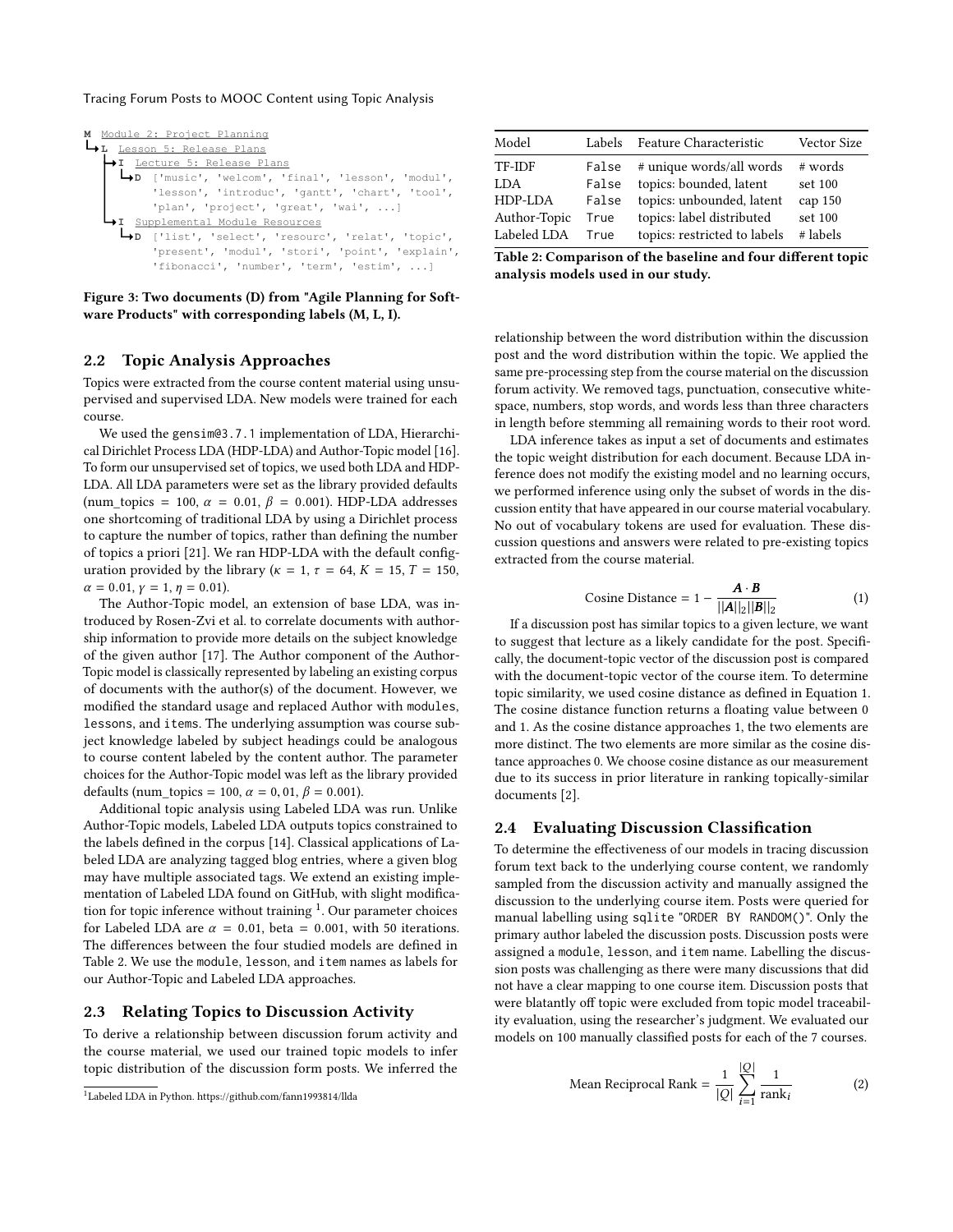```
M  Module 2: Project Planning
└→L  Lesson 5: Release Plans
   ├→I  Lecture 5: Release Plans
   │  └→D  ['music', 'welcom', 'final', 'lesson', 'modul',
   │       'lesson', 'introduc', 'gantt', 'chart', 'tool',
   │       'plan', 'project', 'great', 'wai', ...]
   └→I  Supplemental Module Resources
      └→D  ['list', 'select', 'resourc', 'relat', 'topic',
           'present', 'modul', 'stori', 'point', 'explain',
           'fibonacci', 'number', 'term', 'estim', ...]
```

**Figure 3: Two documents (D) from "Agile Planning for Software Products" with corresponding labels (M, L, I).**

## 2.2 Topic Analysis Approaches

Topics were extracted from the course content material using unsupervised and supervised LDA. New models were trained for each course.

We used the gensim@3.7.1 implementation of LDA, Hierarchical Dirichlet Process LDA (HDP-LDA) and Author-Topic model [16]. To form our unsupervised set of topics, we used both LDA and HDP-LDA. All LDA parameters were set as the library provided defaults (num_topics $= 100$, $\alpha = 0.01$, $\beta = 0.001$). HDP-LDA addresses one shortcoming of traditional LDA by using a Dirichlet process to capture the number of topics, rather than defining the number of topics a priori [21]. We ran HDP-LDA with the default configuration provided by the library ($\kappa = 1$, $\tau = 64$, $K = 15$, $T = 150$, $\alpha = 0.01$, $\gamma = 1$, $\eta = 0.01$).

The Author-Topic model, an extension of base LDA, was introduced by Rosen-Zvi et al. to correlate documents with authorship information to provide more details on the subject knowledge of the given author [17]. The Author component of the Author-Topic model is classically represented by labeling an existing corpus of documents with the author(s) of the document. However, we modified the standard usage and replaced Author with modules, lessons, and items. The underlying assumption was course subject knowledge labeled by subject headings could be analogous to course content labeled by the content author. The parameter choices for the Author-Topic model was left as the library provided defaults (num_topics $= 100$, $\alpha = 0, 01$, $\beta = 0.001$).

Additional topic analysis using Labeled LDA was run. Unlike Author-Topic models, Labeled LDA outputs topics constrained to the labels defined in the corpus [14]. Classical applications of Labeled LDA are analyzing tagged blog entries, where a given blog may have multiple associated tags. We extend an existing implementation of Labeled LDA found on GitHub, with slight modification for topic inference without training [1]. Our parameter choices for Labeled LDA are $\alpha = 0.01$, beta $= 0.001$, with 50 iterations. The differences between the four studied models are defined in Table 2. We use the module, lesson, and item names as labels for our Author-Topic and Labeled LDA approaches.

| Model | Labels | Feature Characteristic | Vector Size |
|---|---|---|---|
| TF-IDF | False | # unique words/all words | # words |
| LDA | False | topics: bounded, latent | set 100 |
| HDP-LDA | False | topics: unbounded, latent | cap 150 |
| Author-Topic | True | topics: label distributed | set 100 |
| Labeled LDA | True | topics: restricted to labels | # labels |

**Table 2: Comparison of the baseline and four different topic analysis models used in our study.**

## 2.3 Relating Topics to Discussion Activity

To derive a relationship between discussion forum activity and the course material, we used our trained topic models to infer topic distribution of the discussion form posts. We inferred the relationship between the word distribution within the discussion post and the word distribution within the topic. We applied the same pre-processing step from the course material on the discussion forum activity. We removed tags, punctuation, consecutive whitespace, numbers, stop words, and words less than three characters in length before stemming all remaining words to their root word.

LDA inference takes as input a set of documents and estimates the topic weight distribution for each document. Because LDA inference does not modify the existing model and no learning occurs, we performed inference using only the subset of words in the discussion entity that have appeared in our course material vocabulary. No out of vocabulary tokens are used for evaluation. These discussion questions and answers were related to pre-existing topics extracted from the course material.

$$\text{Cosine Distance} = 1 - \frac{\boldsymbol{A} \cdot \boldsymbol{B}}{||\boldsymbol{A}||_2 ||\boldsymbol{B}||_2} \tag{1}$$

If a discussion post has similar topics to a given lecture, we want to suggest that lecture as a likely candidate for the post. Specifically, the document-topic vector of the discussion post is compared with the document-topic vector of the course item. To determine topic similarity, we used cosine distance as defined in Equation 1. The cosine distance function returns a floating value between 0 and 1. As the cosine distance approaches 1, the two elements are more distinct. The two elements are more similar as the cosine distance approaches 0. We choose cosine distance as our measurement due to its success in prior literature in ranking topically-similar documents [2].

## 2.4 Evaluating Discussion Classification

To determine the effectiveness of our models in tracing discussion forum text back to the underlying course content, we randomly sampled from the discussion activity and manually assigned the discussion to the underlying course item. Posts were queried for manual labelling using sqlite "ORDER BY RANDOM()". Only the primary author labeled the discussion posts. Discussion posts were assigned a module, lesson, and item name. Labelling the discussion posts was challenging as there were many discussions that did not have a clear mapping to one course item. Discussion posts that were blatantly off topic were excluded from topic model traceability evaluation, using the researcher's judgment. We evaluated our models on 100 manually classified posts for each of the 7 courses.

$$\text{Mean Reciprocal Rank} = \frac{1}{|Q|} \sum_{i=1}^{|Q|} \frac{1}{\text{rank}_i} \tag{2}$$

[1] Labeled LDA in Python. https://github.com/fann1993814/llda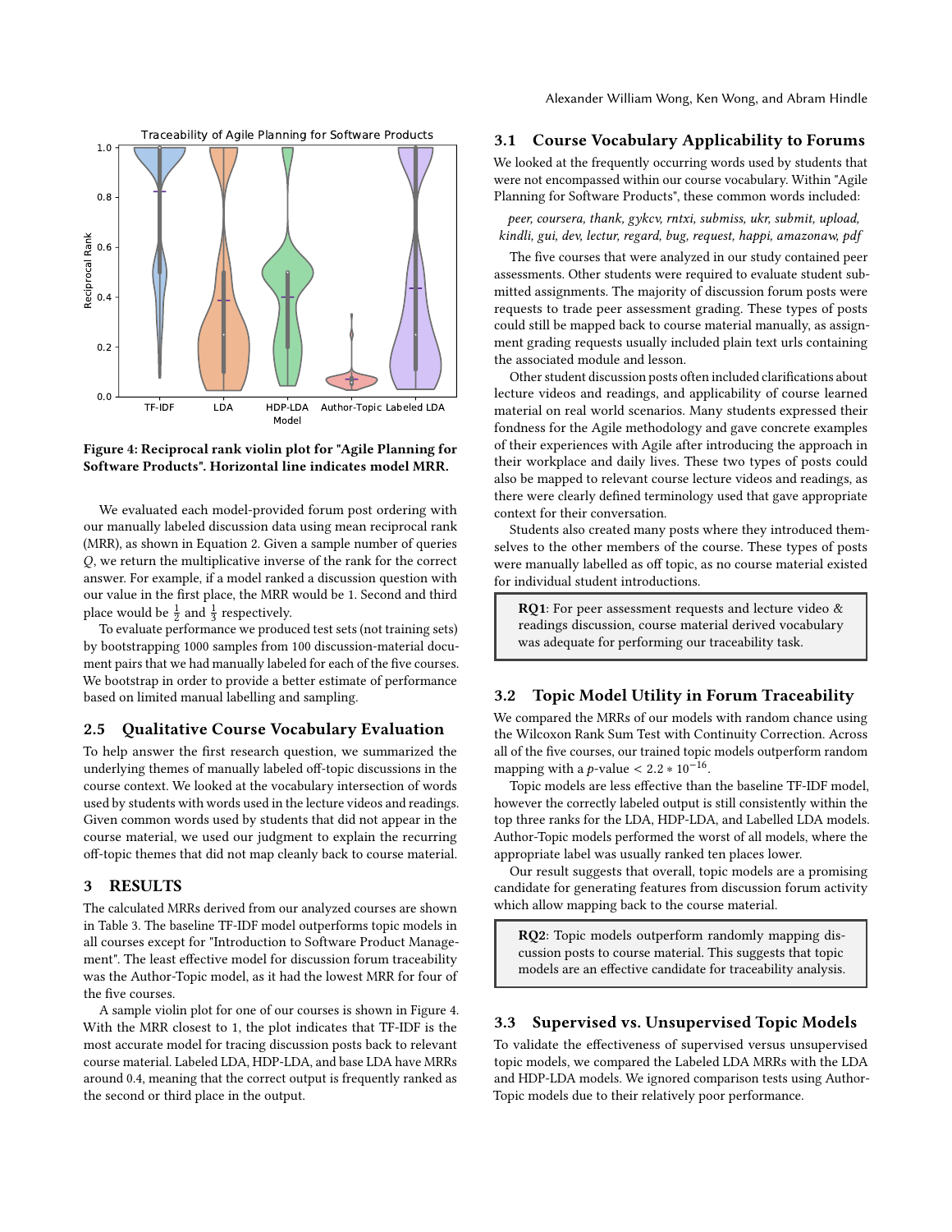Figure 4: Reciprocal rank violin plot for "Agile Planning for Software Products". Horizontal line indicates model MRR.

We evaluated each model-provided forum post ordering with our manually labeled discussion data using mean reciprocal rank (MRR), as shown in Equation 2. Given a sample number of queries $Q$, we return the multiplicative inverse of the rank for the correct answer. For example, if a model ranked a discussion question with our value in the first place, the MRR would be 1. Second and third place would be $\frac{1}{2}$ and $\frac{1}{3}$ respectively.

To evaluate performance we produced test sets (not training sets) by bootstrapping 1000 samples from 100 discussion-material document pairs that we had manually labeled for each of the five courses. We bootstrap in order to provide a better estimate of performance based on limited manual labelling and sampling.

## 2.5 Qualitative Course Vocabulary Evaluation

To help answer the first research question, we summarized the underlying themes of manually labeled off-topic discussions in the course context. We looked at the vocabulary intersection of words used by students with words used in the lecture videos and readings. Given common words used by students that did not appear in the course material, we used our judgment to explain the recurring off-topic themes that did not map cleanly back to course material.

# 3 RESULTS

The calculated MRRs derived from our analyzed courses are shown in Table 3. The baseline TF-IDF model outperforms topic models in all courses except for "Introduction to Software Product Management". The least effective model for discussion forum traceability was the Author-Topic model, as it had the lowest MRR for four of the five courses.

A sample violin plot for one of our courses is shown in Figure 4. With the MRR closest to 1, the plot indicates that TF-IDF is the most accurate model for tracing discussion posts back to relevant course material. Labeled LDA, HDP-LDA, and base LDA have MRRs around 0.4, meaning that the correct output is frequently ranked as the second or third place in the output.

## 3.1 Course Vocabulary Applicability to Forums

We looked at the frequently occurring words used by students that were not encompassed within our course vocabulary. Within "Agile Planning for Software Products", these common words included:

*peer, coursera, thank, gykcv, rntxi, submiss, ukr, submit, upload, kindli, gui, dev, lectur, regard, bug, request, happi, amazonaw, pdf*

The five courses that were analyzed in our study contained peer assessments. Other students were required to evaluate student submitted assignments. The majority of discussion forum posts were requests to trade peer assessment grading. These types of posts could still be mapped back to course material manually, as assignment grading requests usually included plain text urls containing the associated module and lesson.

Other student discussion posts often included clarifications about lecture videos and readings, and applicability of course learned material on real world scenarios. Many students expressed their fondness for the Agile methodology and gave concrete examples of their experiences with Agile after introducing the approach in their workplace and daily lives. These two types of posts could also be mapped to relevant course lecture videos and readings, as there were clearly defined terminology used that gave appropriate context for their conversation.

Students also created many posts where they introduced themselves to the other members of the course. These types of posts were manually labelled as off topic, as no course material existed for individual student introductions.

> **RQ1**: For peer assessment requests and lecture video & readings discussion, course material derived vocabulary was adequate for performing our traceability task.

## 3.2 Topic Model Utility in Forum Traceability

We compared the MRRs of our models with random chance using the Wilcoxon Rank Sum Test with Continuity Correction. Across all of the five courses, our trained topic models outperform random mapping with a $p$-value $< 2.2 * 10^{-16}$.

Topic models are less effective than the baseline TF-IDF model, however the correctly labeled output is still consistently within the top three ranks for the LDA, HDP-LDA, and Labelled LDA models. Author-Topic models performed the worst of all models, where the appropriate label was usually ranked ten places lower.

Our result suggests that overall, topic models are a promising candidate for generating features from discussion forum activity which allow mapping back to the course material.

> **RQ2**: Topic models outperform randomly mapping discussion posts to course material. This suggests that topic models are an effective candidate for traceability analysis.

## 3.3 Supervised vs. Unsupervised Topic Models

To validate the effectiveness of supervised versus unsupervised topic models, we compared the Labeled LDA MRRs with the LDA and HDP-LDA models. We ignored comparison tests using Author-Topic models due to their relatively poor performance.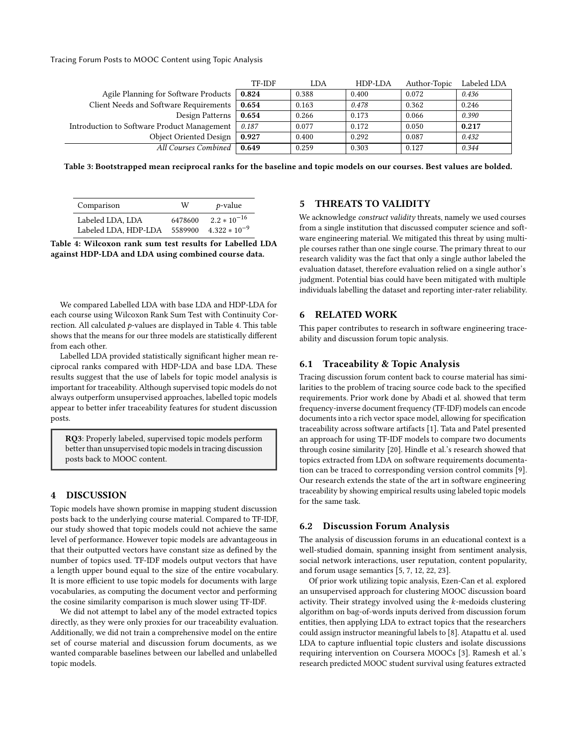| | TF-IDF | LDA | HDP-LDA | Author-Topic | Labeled LDA |
|---|---|---|---|---|---|
| Agile Planning for Software Products | **0.824** | 0.388 | 0.400 | 0.072 | *0.436* |
| Client Needs and Software Requirements | **0.654** | 0.163 | *0.478* | 0.362 | 0.246 |
| Design Patterns | **0.654** | 0.266 | 0.173 | 0.066 | *0.390* |
| Introduction to Software Product Management | *0.187* | 0.077 | 0.172 | 0.050 | **0.217** |
| Object Oriented Design | **0.927** | 0.400 | 0.292 | 0.087 | *0.432* |
| *All Courses Combined* | **0.649** | 0.259 | 0.303 | 0.127 | *0.344* |

**Table 3: Bootstrapped mean reciprocal ranks for the baseline and topic models on our courses. Best values are bolded.**

| Comparison | W | $p$-value |
|---|---|---|
| Labeled LDA, LDA | 6478600 | $2.2 * 10^{-16}$ |
| Labeled LDA, HDP-LDA | 5589900 | $4.322 * 10^{-9}$ |

**Table 4: Wilcoxon rank sum test results for Labelled LDA against HDP-LDA and LDA using combined course data.**

We compared Labelled LDA with base LDA and HDP-LDA for each course using Wilcoxon Rank Sum Test with Continuity Correction. All calculated $p$-values are displayed in Table 4. This table shows that the means for our three models are statistically different from each other.

Labelled LDA provided statistically significant higher mean reciprocal ranks compared with HDP-LDA and base LDA. These results suggest that the use of labels for topic model analysis is important for traceability. Although supervised topic models do not always outperform unsupervised approaches, labelled topic models appear to better infer traceability features for student discussion posts.

> **RQ3**: Properly labeled, supervised topic models perform better than unsupervised topic models in tracing discussion posts back to MOOC content.

## 4 DISCUSSION

Topic models have shown promise in mapping student discussion posts back to the underlying course material. Compared to TF-IDF, our study showed that topic models could not achieve the same level of performance. However topic models are advantageous in that their outputted vectors have constant size as defined by the number of topics used. TF-IDF models output vectors that have a length upper bound equal to the size of the entire vocabulary. It is more efficient to use topic models for documents with large vocabularies, as computing the document vector and performing the cosine similarity comparison is much slower using TF-IDF.

We did not attempt to label any of the model extracted topics directly, as they were only proxies for our traceability evaluation. Additionally, we did not train a comprehensive model on the entire set of course material and discussion forum documents, as we wanted comparable baselines between our labelled and unlabelled topic models.

## 5 THREATS TO VALIDITY

We acknowledge *construct validity* threats, namely we used courses from a single institution that discussed computer science and software engineering material. We mitigated this threat by using multiple courses rather than one single course. The primary threat to our research validity was the fact that only a single author labeled the evaluation dataset, therefore evaluation relied on a single author's judgment. Potential bias could have been mitigated with multiple individuals labelling the dataset and reporting inter-rater reliability.

## 6 RELATED WORK

This paper contributes to research in software engineering traceability and discussion forum topic analysis.

### 6.1 Traceability & Topic Analysis

Tracing discussion forum content back to course material has similarities to the problem of tracing source code back to the specified requirements. Prior work done by Abadi et al. showed that term frequency-inverse document frequency (TF-IDF) models can encode documents into a rich vector space model, allowing for specification traceability across software artifacts [1]. Tata and Patel presented an approach for using TF-IDF models to compare two documents through cosine similarity [20]. Hindle et al.'s research showed that topics extracted from LDA on software requirements documentation can be traced to corresponding version control commits [9]. Our research extends the state of the art in software engineering traceability by showing empirical results using labeled topic models for the same task.

### 6.2 Discussion Forum Analysis

The analysis of discussion forums in an educational context is a well-studied domain, spanning insight from sentiment analysis, social network interactions, user reputation, content popularity, and forum usage semantics [5, 7, 12, 22, 23].

Of prior work utilizing topic analysis, Ezen-Can et al. explored an unsupervised approach for clustering MOOC discussion board activity. Their strategy involved using the $k$-medoids clustering algorithm on bag-of-words inputs derived from discussion forum entities, then applying LDA to extract topics that the researchers could assign instructor meaningful labels to [8]. Atapattu et al. used LDA to capture influential topic clusters and isolate discussions requiring intervention on Coursera MOOCs [3]. Ramesh et al.'s research predicted MOOC student survival using features extracted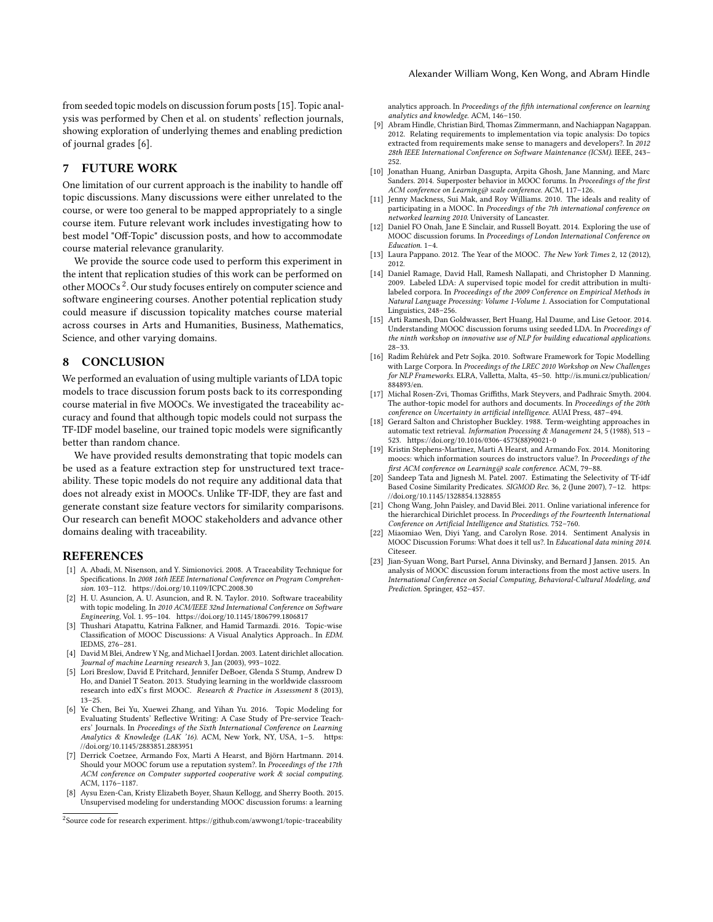from seeded topic models on discussion forum posts [15]. Topic analysis was performed by Chen et al. on students' reflection journals, showing exploration of underlying themes and enabling prediction of journal grades [6].

## 7 FUTURE WORK

One limitation of our current approach is the inability to handle off topic discussions. Many discussions were either unrelated to the course, or were too general to be mapped appropriately to a single course item. Future relevant work includes investigating how to best model "Off-Topic" discussion posts, and how to accommodate course material relevance granularity.

We provide the source code used to perform this experiment in the intent that replication studies of this work can be performed on other MOOCs [2]. Our study focuses entirely on computer science and software engineering courses. Another potential replication study could measure if discussion topicality matches course material across courses in Arts and Humanities, Business, Mathematics, Science, and other varying domains.

## 8 CONCLUSION

We performed an evaluation of using multiple variants of LDA topic models to trace discussion forum posts back to its corresponding course material in five MOOCs. We investigated the traceability accuracy and found that although topic models could not surpass the TF-IDF model baseline, our trained topic models were significantly better than random chance.

We have provided results demonstrating that topic models can be used as a feature extraction step for unstructured text traceability. These topic models do not require any additional data that does not already exist in MOOCs. Unlike TF-IDF, they are fast and generate constant size feature vectors for similarity comparisons. Our research can benefit MOOC stakeholders and advance other domains dealing with traceability.

## REFERENCES

[1] A. Abadi, M. Nisenson, and Y. Simionovici. 2008. A Traceability Technique for Specifications. In *2008 16th IEEE International Conference on Program Comprehension*. 103–112. https://doi.org/10.1109/ICPC.2008.30

[2] H. U. Asuncion, A. U. Asuncion, and R. N. Taylor. 2010. Software traceability with topic modeling. In *2010 ACM/IEEE 32nd International Conference on Software Engineering*, Vol. 1. 95–104. https://doi.org/10.1145/1806799.1806817

[3] Thushari Atapattu, Katrina Falkner, and Hamid Tarmazdi. 2016. Topic-wise Classification of MOOC Discussions: A Visual Analytics Approach.. In *EDM*. IEDMS, 276–281.

[4] David M Blei, Andrew Y Ng, and Michael I Jordan. 2003. Latent dirichlet allocation. *Journal of machine Learning research* 3, Jan (2003), 993–1022.

[5] Lori Breslow, David E Pritchard, Jennifer DeBoer, Glenda S Stump, Andrew D Ho, and Daniel T Seaton. 2013. Studying learning in the worldwide classroom research into edX's first MOOC. *Research & Practice in Assessment* 8 (2013), 13–25.

[6] Ye Chen, Bei Yu, Xuewei Zhang, and Yihan Yu. 2016. Topic Modeling for Evaluating Students' Reflective Writing: A Case Study of Pre-service Teachers' Journals. In *Proceedings of the Sixth International Conference on Learning Analytics & Knowledge (LAK '16)*. ACM, New York, NY, USA, 1–5. https://doi.org/10.1145/2883851.2883951

[7] Derrick Coetzee, Armando Fox, Marti A Hearst, and Björn Hartmann. 2014. Should your MOOC forum use a reputation system?. In *Proceedings of the 17th ACM conference on Computer supported cooperative work & social computing*. ACM, 1176–1187.

[8] Aysu Ezen-Can, Kristy Elizabeth Boyer, Shaun Kellogg, and Sherry Booth. 2015. Unsupervised modeling for understanding MOOC discussion forums: a learning analytics approach. In *Proceedings of the fifth international conference on learning analytics and knowledge*. ACM, 146–150.

[9] Abram Hindle, Christian Bird, Thomas Zimmermann, and Nachiappan Nagappan. 2012. Relating requirements to implementation via topic analysis: Do topics extracted from requirements make sense to managers and developers?. In *2012 28th IEEE International Conference on Software Maintenance (ICSM)*. IEEE, 243–252.

[10] Jonathan Huang, Anirban Dasgupta, Arpita Ghosh, Jane Manning, and Marc Sanders. 2014. Superposter behavior in MOOC forums. In *Proceedings of the first ACM conference on Learning@ scale conference*. ACM, 117–126.

[11] Jenny Mackness, Sui Mak, and Roy Williams. 2010. The ideals and reality of participating in a MOOC. In *Proceedings of the 7th international conference on networked learning 2010*. University of Lancaster.

[12] Daniel FO Onah, Jane E Sinclair, and Russell Boyatt. 2014. Exploring the use of MOOC discussion forums. In *Proceedings of London International Conference on Education*. 1–4.

[13] Laura Pappano. 2012. The Year of the MOOC. *The New York Times* 2, 12 (2012), 2012.

[14] Daniel Ramage, David Hall, Ramesh Nallapati, and Christopher D Manning. 2009. Labeled LDA: A supervised topic model for credit attribution in multi-labeled corpora. In *Proceedings of the 2009 Conference on Empirical Methods in Natural Language Processing: Volume 1-Volume 1*. Association for Computational Linguistics, 248–256.

[15] Arti Ramesh, Dan Goldwasser, Bert Huang, Hal Daume, and Lise Getoor. 2014. Understanding MOOC discussion forums using seeded LDA. In *Proceedings of the ninth workshop on innovative use of NLP for building educational applications*. 28–33.

[16] Radim Řehůřek and Petr Sojka. 2010. Software Framework for Topic Modelling with Large Corpora. In *Proceedings of the LREC 2010 Workshop on New Challenges for NLP Frameworks*. ELRA, Valletta, Malta, 45–50. http://is.muni.cz/publication/884893/en.

[17] Michal Rosen-Zvi, Thomas Griffiths, Mark Steyvers, and Padhraic Smyth. 2004. The author-topic model for authors and documents. In *Proceedings of the 20th conference on Uncertainty in artificial intelligence*. AUAI Press, 487–494.

[18] Gerard Salton and Christopher Buckley. 1988. Term-weighting approaches in automatic text retrieval. *Information Processing & Management* 24, 5 (1988), 513 – 523. https://doi.org/10.1016/0306-4573(88)90021-0

[19] Kristin Stephens-Martinez, Marti A Hearst, and Armando Fox. 2014. Monitoring moocs: which information sources do instructors value?. In *Proceedings of the first ACM conference on Learning@ scale conference*. ACM, 79–88.

[20] Sandeep Tata and Jignesh M. Patel. 2007. Estimating the Selectivity of Tf-idf Based Cosine Similarity Predicates. *SIGMOD Rec.* 36, 2 (June 2007), 7–12. https://doi.org/10.1145/1328854.1328855

[21] Chong Wang, John Paisley, and David Blei. 2011. Online variational inference for the hierarchical Dirichlet process. In *Proceedings of the Fourteenth International Conference on Artificial Intelligence and Statistics*. 752–760.

[22] Miaomiao Wen, Diyi Yang, and Carolyn Rose. 2014. Sentiment Analysis in MOOC Discussion Forums: What does it tell us?. In *Educational data mining 2014*. Citeseer.

[23] Jian-Syuan Wong, Bart Pursel, Anna Divinsky, and Bernard J Jansen. 2015. An analysis of MOOC discussion forum interactions from the most active users. In *International Conference on Social Computing, Behavioral-Cultural Modeling, and Prediction*. Springer, 452–457.

[2] Source code for research experiment. https://github.com/awwong1/topic-traceability